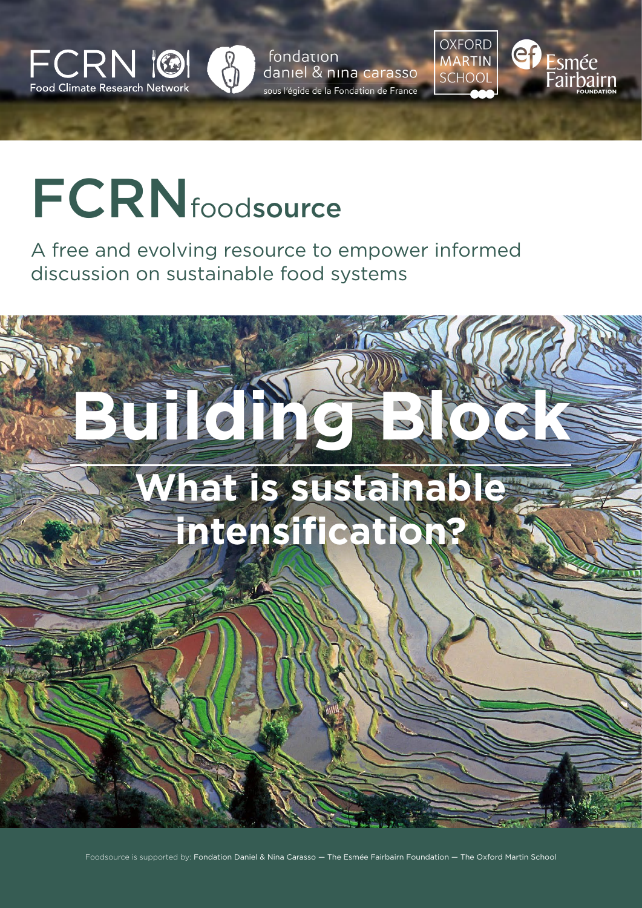FCRN Food Climate Research Network

fondation daniel & nina carasso sous l'égide de la Fondation de France

OXFORD MARTIN SCHOOL

Esmée Fairbairn FOUNDATION

# FCRN foodsource

A free and evolving resource to empower informed discussion on sustainable food systems

# Building Block

## What is sustainable intensification?

Foodsource is supported by: Fondation Daniel & Nina Carasso — The Esmée Fairbairn Foundation — The Oxford Martin School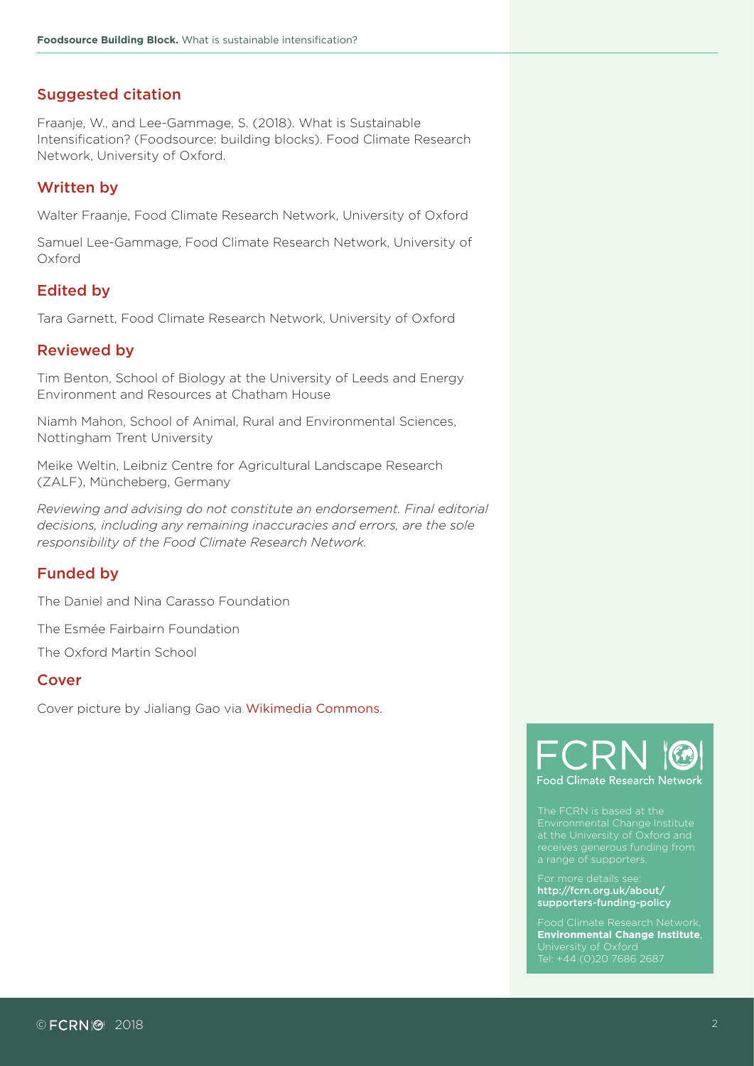## Suggested citation

Fraanje, W., and Lee-Gammage, S. (2018). What is Sustainable Intensification? (Foodsource: building blocks). Food Climate Research Network, University of Oxford.

## Written by

Walter Fraanje, Food Climate Research Network, University of Oxford

Samuel Lee-Gammage, Food Climate Research Network, University of Oxford

## Edited by

Tara Garnett, Food Climate Research Network, University of Oxford

## Reviewed by

Tim Benton, School of Biology at the University of Leeds and Energy Environment and Resources at Chatham House

Niamh Mahon, School of Animal, Rural and Environmental Sciences, Nottingham Trent University

Meike Weltin, Leibniz Centre for Agricultural Landscape Research (ZALF), Müncheberg, Germany

*Reviewing and advising do not constitute an endorsement. Final editorial decisions, including any remaining inaccuracies and errors, are the sole responsibility of the Food Climate Research Network.*

## Funded by

The Daniel and Nina Carasso Foundation

The Esmée Fairbairn Foundation

The Oxford Martin School

## Cover

Cover picture by Jialiang Gao via Wikimedia Commons.

FCRN Food Climate Research Network

The FCRN is based at the Environmental Change Institute at the University of Oxford and receives generous funding from a range of supporters.

For more details see: **http://fcrn.org.uk/about/supporters-funding-policy**

Food Climate Research Network, **Environmental Change Institute**, University of Oxford
Tel: +44 (0)20 7686 2687

© FCRN 2018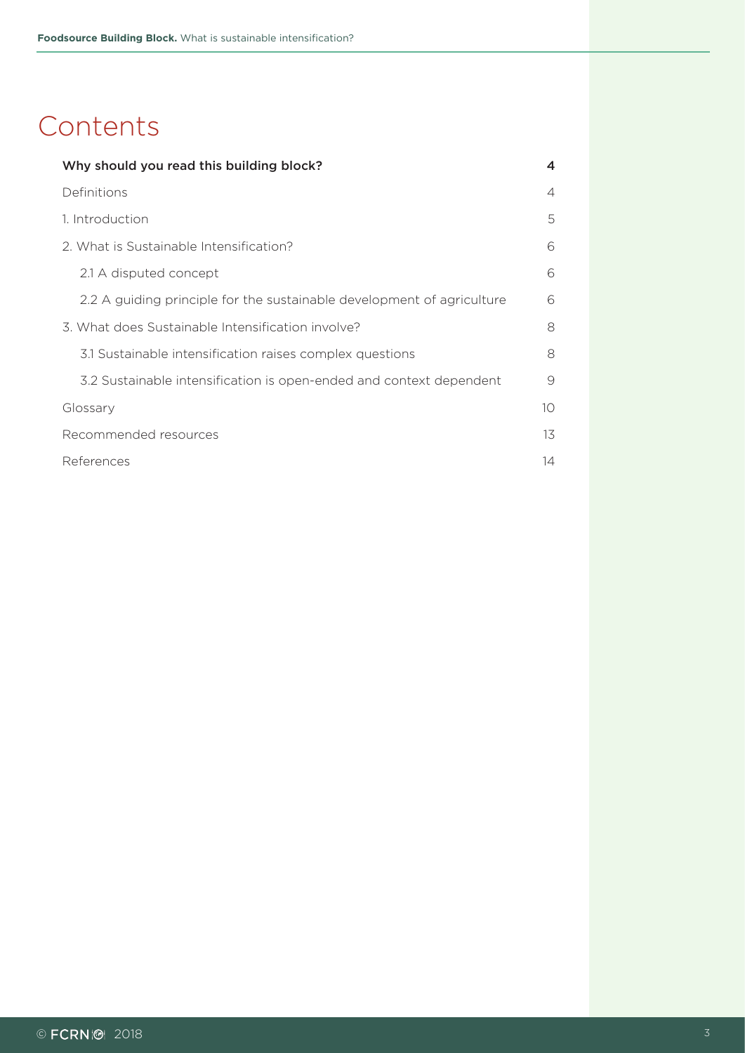# Contents

| | |
|---|---|
| **Why should you read this building block?** | **4** |
| Definitions | 4 |
| 1. Introduction | 5 |
| 2. What is Sustainable Intensification? | 6 |
| 2.1 A disputed concept | 6 |
| 2.2 A guiding principle for the sustainable development of agriculture | 6 |
| 3. What does Sustainable Intensification involve? | 8 |
| 3.1 Sustainable intensification raises complex questions | 8 |
| 3.2 Sustainable intensification is open-ended and context dependent | 9 |
| Glossary | 10 |
| Recommended resources | 13 |
| References | 14 |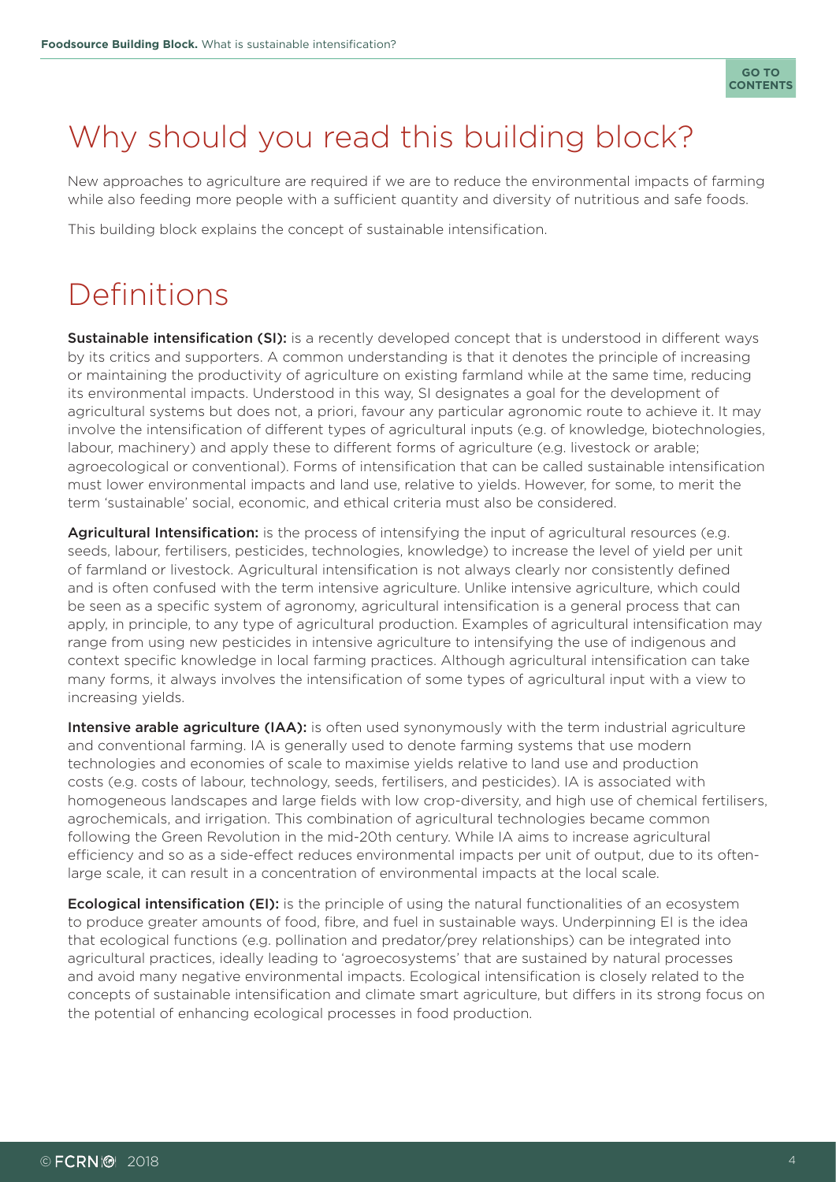# Why should you read this building block?

New approaches to agriculture are required if we are to reduce the environmental impacts of farming while also feeding more people with a sufficient quantity and diversity of nutritious and safe foods.

This building block explains the concept of sustainable intensification.

# Definitions

**Sustainable intensification (SI):** is a recently developed concept that is understood in different ways by its critics and supporters. A common understanding is that it denotes the principle of increasing or maintaining the productivity of agriculture on existing farmland while at the same time, reducing its environmental impacts. Understood in this way, SI designates a goal for the development of agricultural systems but does not, a priori, favour any particular agronomic route to achieve it. It may involve the intensification of different types of agricultural inputs (e.g. of knowledge, biotechnologies, labour, machinery) and apply these to different forms of agriculture (e.g. livestock or arable; agroecological or conventional). Forms of intensification that can be called sustainable intensification must lower environmental impacts and land use, relative to yields. However, for some, to merit the term 'sustainable' social, economic, and ethical criteria must also be considered.

**Agricultural Intensification:** is the process of intensifying the input of agricultural resources (e.g. seeds, labour, fertilisers, pesticides, technologies, knowledge) to increase the level of yield per unit of farmland or livestock. Agricultural intensification is not always clearly nor consistently defined and is often confused with the term intensive agriculture. Unlike intensive agriculture, which could be seen as a specific system of agronomy, agricultural intensification is a general process that can apply, in principle, to any type of agricultural production. Examples of agricultural intensification may range from using new pesticides in intensive agriculture to intensifying the use of indigenous and context specific knowledge in local farming practices. Although agricultural intensification can take many forms, it always involves the intensification of some types of agricultural input with a view to increasing yields.

**Intensive arable agriculture (IAA):** is often used synonymously with the term industrial agriculture and conventional farming. IA is generally used to denote farming systems that use modern technologies and economies of scale to maximise yields relative to land use and production costs (e.g. costs of labour, technology, seeds, fertilisers, and pesticides). IA is associated with homogeneous landscapes and large fields with low crop-diversity, and high use of chemical fertilisers, agrochemicals, and irrigation. This combination of agricultural technologies became common following the Green Revolution in the mid-20th century. While IA aims to increase agricultural efficiency and so as a side-effect reduces environmental impacts per unit of output, due to its often-large scale, it can result in a concentration of environmental impacts at the local scale.

**Ecological intensification (EI):** is the principle of using the natural functionalities of an ecosystem to produce greater amounts of food, fibre, and fuel in sustainable ways. Underpinning EI is the idea that ecological functions (e.g. pollination and predator/prey relationships) can be integrated into agricultural practices, ideally leading to 'agroecosystems' that are sustained by natural processes and avoid many negative environmental impacts. Ecological intensification is closely related to the concepts of sustainable intensification and climate smart agriculture, but differs in its strong focus on the potential of enhancing ecological processes in food production.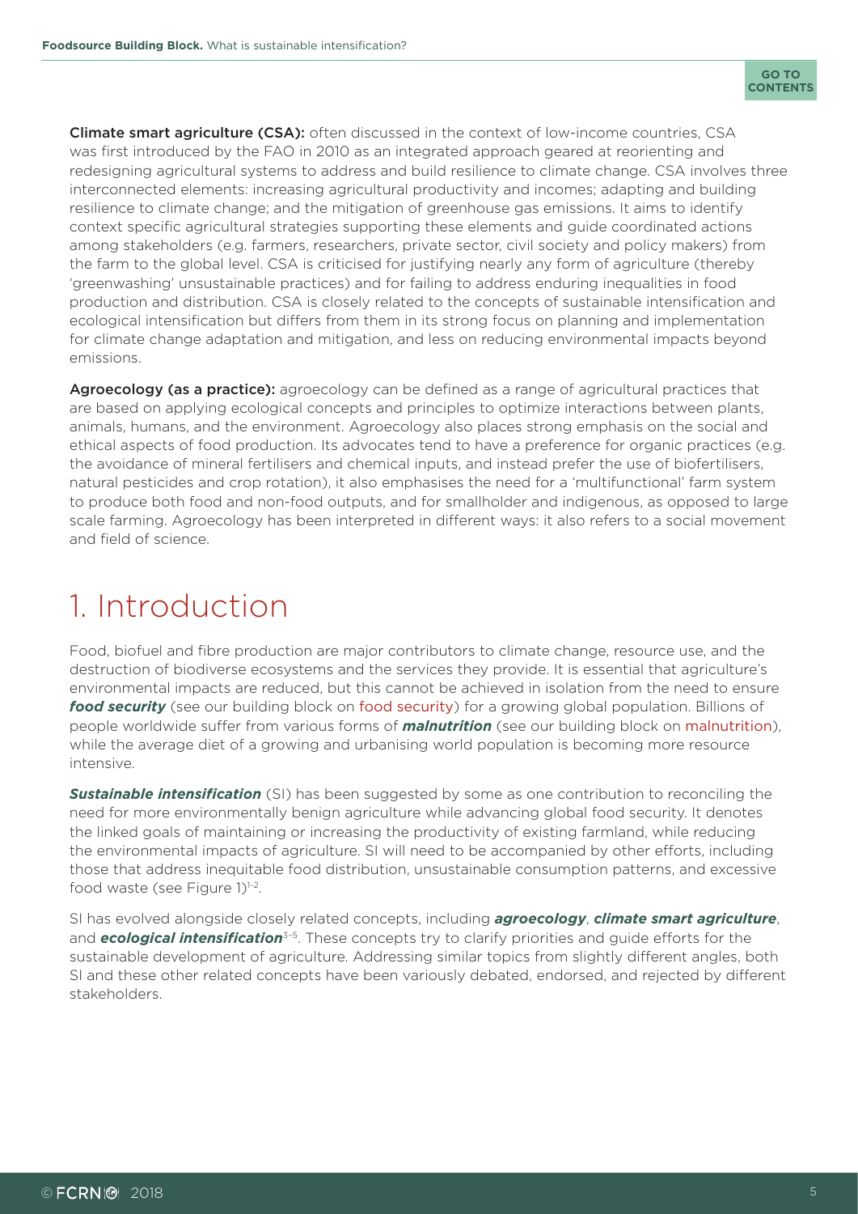**Climate smart agriculture (CSA):** often discussed in the context of low-income countries, CSA was first introduced by the FAO in 2010 as an integrated approach geared at reorienting and redesigning agricultural systems to address and build resilience to climate change. CSA involves three interconnected elements: increasing agricultural productivity and incomes; adapting and building resilience to climate change; and the mitigation of greenhouse gas emissions. It aims to identify context specific agricultural strategies supporting these elements and guide coordinated actions among stakeholders (e.g. farmers, researchers, private sector, civil society and policy makers) from the farm to the global level. CSA is criticised for justifying nearly any form of agriculture (thereby 'greenwashing' unsustainable practices) and for failing to address enduring inequalities in food production and distribution. CSA is closely related to the concepts of sustainable intensification and ecological intensification but differs from them in its strong focus on planning and implementation for climate change adaptation and mitigation, and less on reducing environmental impacts beyond emissions.

**Agroecology (as a practice):** agroecology can be defined as a range of agricultural practices that are based on applying ecological concepts and principles to optimize interactions between plants, animals, humans, and the environment. Agroecology also places strong emphasis on the social and ethical aspects of food production. Its advocates tend to have a preference for organic practices (e.g. the avoidance of mineral fertilisers and chemical inputs, and instead prefer the use of biofertilisers, natural pesticides and crop rotation), it also emphasises the need for a 'multifunctional' farm system to produce both food and non-food outputs, and for smallholder and indigenous, as opposed to large scale farming. Agroecology has been interpreted in different ways: it also refers to a social movement and field of science.

# 1. Introduction

Food, biofuel and fibre production are major contributors to climate change, resource use, and the destruction of biodiverse ecosystems and the services they provide. It is essential that agriculture's environmental impacts are reduced, but this cannot be achieved in isolation from the need to ensure ***food security*** (see our building block on food security) for a growing global population. Billions of people worldwide suffer from various forms of ***malnutrition*** (see our building block on malnutrition), while the average diet of a growing and urbanising world population is becoming more resource intensive.

***Sustainable intensification*** (SI) has been suggested by some as one contribution to reconciling the need for more environmentally benign agriculture while advancing global food security. It denotes the linked goals of maintaining or increasing the productivity of existing farmland, while reducing the environmental impacts of agriculture. SI will need to be accompanied by other efforts, including those that address inequitable food distribution, unsustainable consumption patterns, and excessive food waste (see Figure 1)[1-2].

SI has evolved alongside closely related concepts, including ***agroecology***, ***climate smart agriculture***, and ***ecological intensification***[3-5]. These concepts try to clarify priorities and guide efforts for the sustainable development of agriculture. Addressing similar topics from slightly different angles, both SI and these other related concepts have been variously debated, endorsed, and rejected by different stakeholders.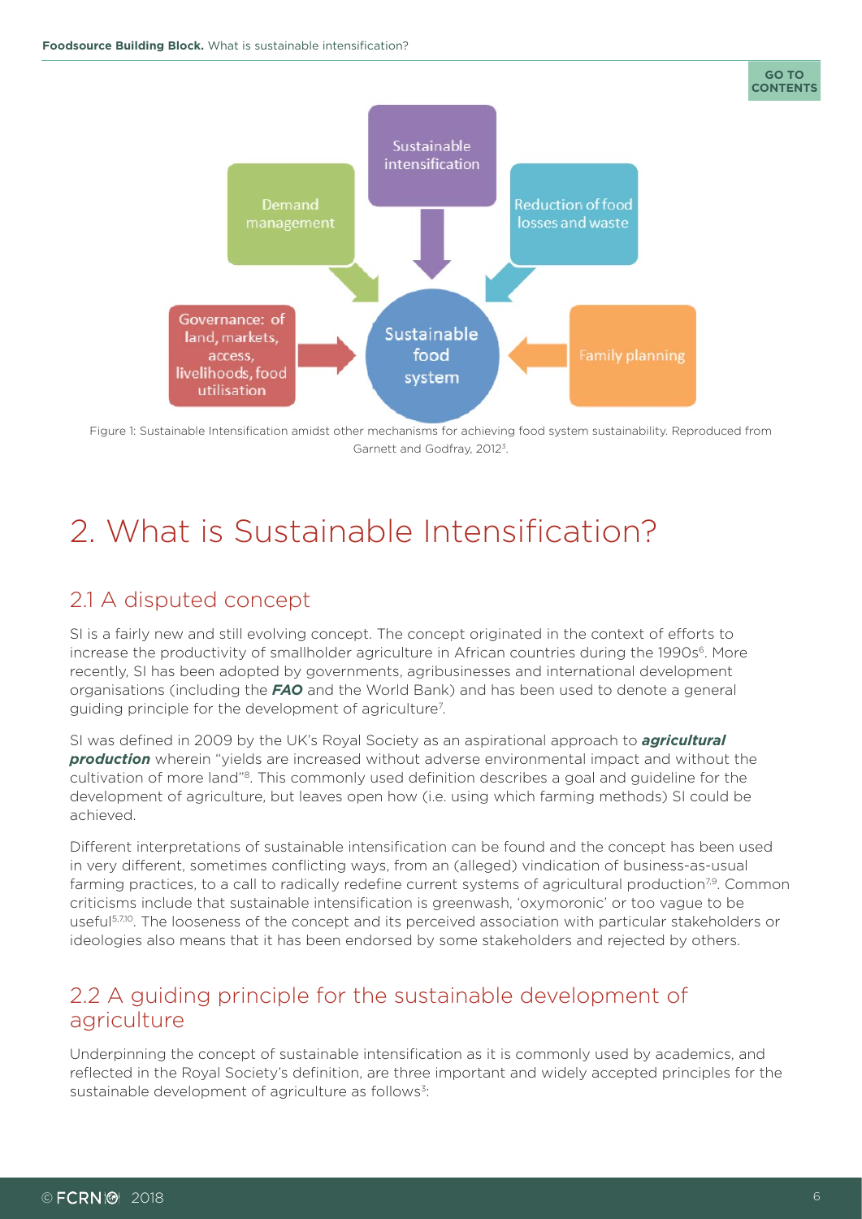Sustainable intensification

Demand management

Reduction of food losses and waste

Governance: of land, markets, access, livelihoods, food utilisation

Sustainable food system

Family planning

Figure 1: Sustainable Intensification amidst other mechanisms for achieving food system sustainability. Reproduced from Garnett and Godfray, 2012[3].

# 2. What is Sustainable Intensification?

## 2.1 A disputed concept

SI is a fairly new and still evolving concept. The concept originated in the context of efforts to increase the productivity of smallholder agriculture in African countries during the 1990s[6]. More recently, SI has been adopted by governments, agribusinesses and international development organisations (including the ***FAO*** and the World Bank) and has been used to denote a general guiding principle for the development of agriculture[7].

SI was defined in 2009 by the UK's Royal Society as an aspirational approach to ***agricultural production*** wherein "yields are increased without adverse environmental impact and without the cultivation of more land"[8]. This commonly used definition describes a goal and guideline for the development of agriculture, but leaves open how (i.e. using which farming methods) SI could be achieved.

Different interpretations of sustainable intensification can be found and the concept has been used in very different, sometimes conflicting ways, from an (alleged) vindication of business-as-usual farming practices, to a call to radically redefine current systems of agricultural production[7,9]. Common criticisms include that sustainable intensification is greenwash, 'oxymoronic' or too vague to be useful[5,7,10]. The looseness of the concept and its perceived association with particular stakeholders or ideologies also means that it has been endorsed by some stakeholders and rejected by others.

## 2.2 A guiding principle for the sustainable development of agriculture

Underpinning the concept of sustainable intensification as it is commonly used by academics, and reflected in the Royal Society's definition, are three important and widely accepted principles for the sustainable development of agriculture as follows[3]: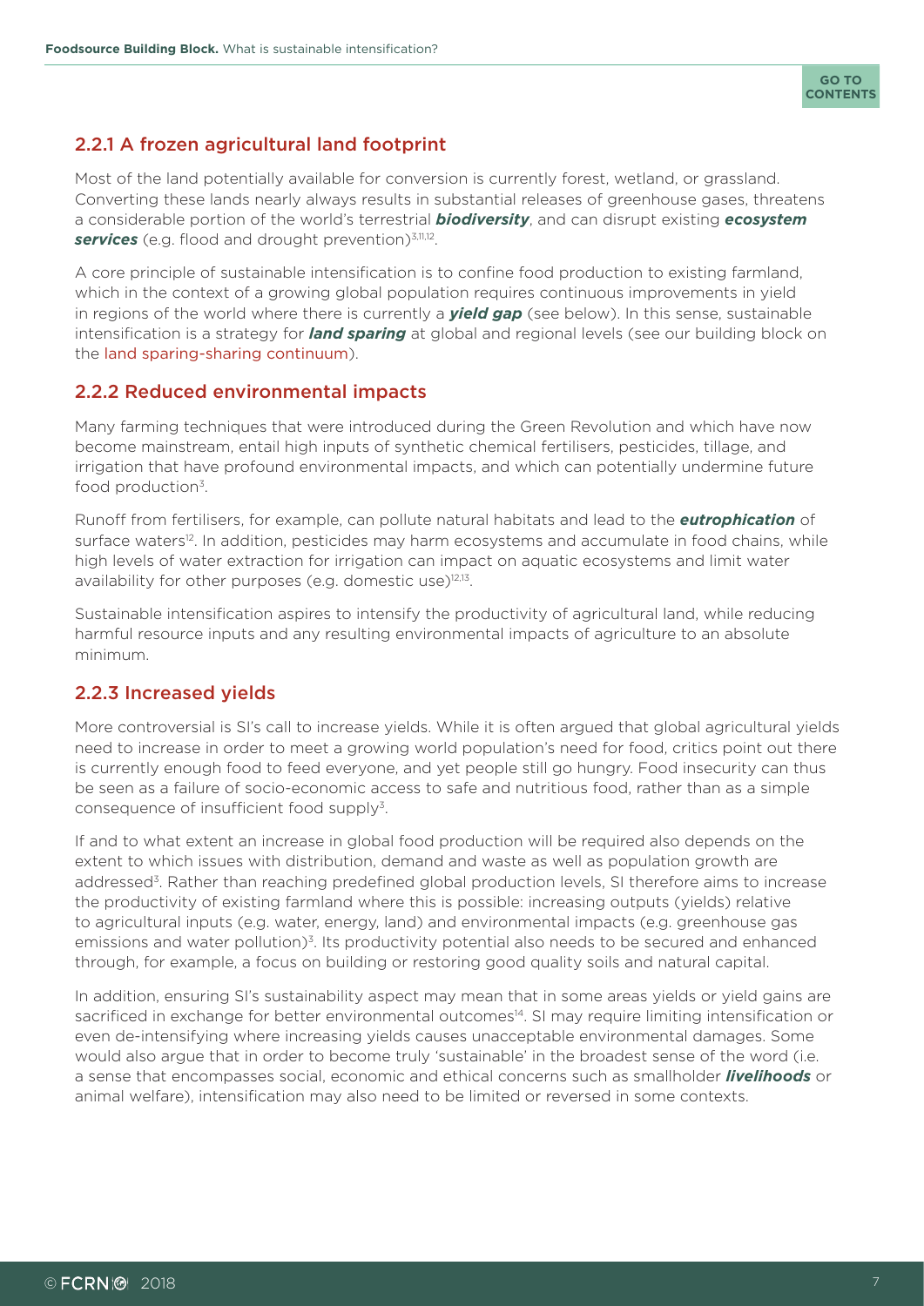### 2.2.1 A frozen agricultural land footprint

Most of the land potentially available for conversion is currently forest, wetland, or grassland. Converting these lands nearly always results in substantial releases of greenhouse gases, threatens a considerable portion of the world's terrestrial ***biodiversity***, and can disrupt existing ***ecosystem services*** (e.g. flood and drought prevention)[3,11,12].

A core principle of sustainable intensification is to confine food production to existing farmland, which in the context of a growing global population requires continuous improvements in yield in regions of the world where there is currently a ***yield gap*** (see below). In this sense, sustainable intensification is a strategy for ***land sparing*** at global and regional levels (see our building block on the land sparing-sharing continuum).

### 2.2.2 Reduced environmental impacts

Many farming techniques that were introduced during the Green Revolution and which have now become mainstream, entail high inputs of synthetic chemical fertilisers, pesticides, tillage, and irrigation that have profound environmental impacts, and which can potentially undermine future food production[3].

Runoff from fertilisers, for example, can pollute natural habitats and lead to the ***eutrophication*** of surface waters[12]. In addition, pesticides may harm ecosystems and accumulate in food chains, while high levels of water extraction for irrigation can impact on aquatic ecosystems and limit water availability for other purposes (e.g. domestic use)[12,13].

Sustainable intensification aspires to intensify the productivity of agricultural land, while reducing harmful resource inputs and any resulting environmental impacts of agriculture to an absolute minimum.

### 2.2.3 Increased yields

More controversial is SI's call to increase yields. While it is often argued that global agricultural yields need to increase in order to meet a growing world population's need for food, critics point out there is currently enough food to feed everyone, and yet people still go hungry. Food insecurity can thus be seen as a failure of socio-economic access to safe and nutritious food, rather than as a simple consequence of insufficient food supply[3].

If and to what extent an increase in global food production will be required also depends on the extent to which issues with distribution, demand and waste as well as population growth are addressed[3]. Rather than reaching predefined global production levels, SI therefore aims to increase the productivity of existing farmland where this is possible: increasing outputs (yields) relative to agricultural inputs (e.g. water, energy, land) and environmental impacts (e.g. greenhouse gas emissions and water pollution)[3]. Its productivity potential also needs to be secured and enhanced through, for example, a focus on building or restoring good quality soils and natural capital.

In addition, ensuring SI's sustainability aspect may mean that in some areas yields or yield gains are sacrificed in exchange for better environmental outcomes[14]. SI may require limiting intensification or even de-intensifying where increasing yields causes unacceptable environmental damages. Some would also argue that in order to become truly 'sustainable' in the broadest sense of the word (i.e. a sense that encompasses social, economic and ethical concerns such as smallholder ***livelihoods*** or animal welfare), intensification may also need to be limited or reversed in some contexts.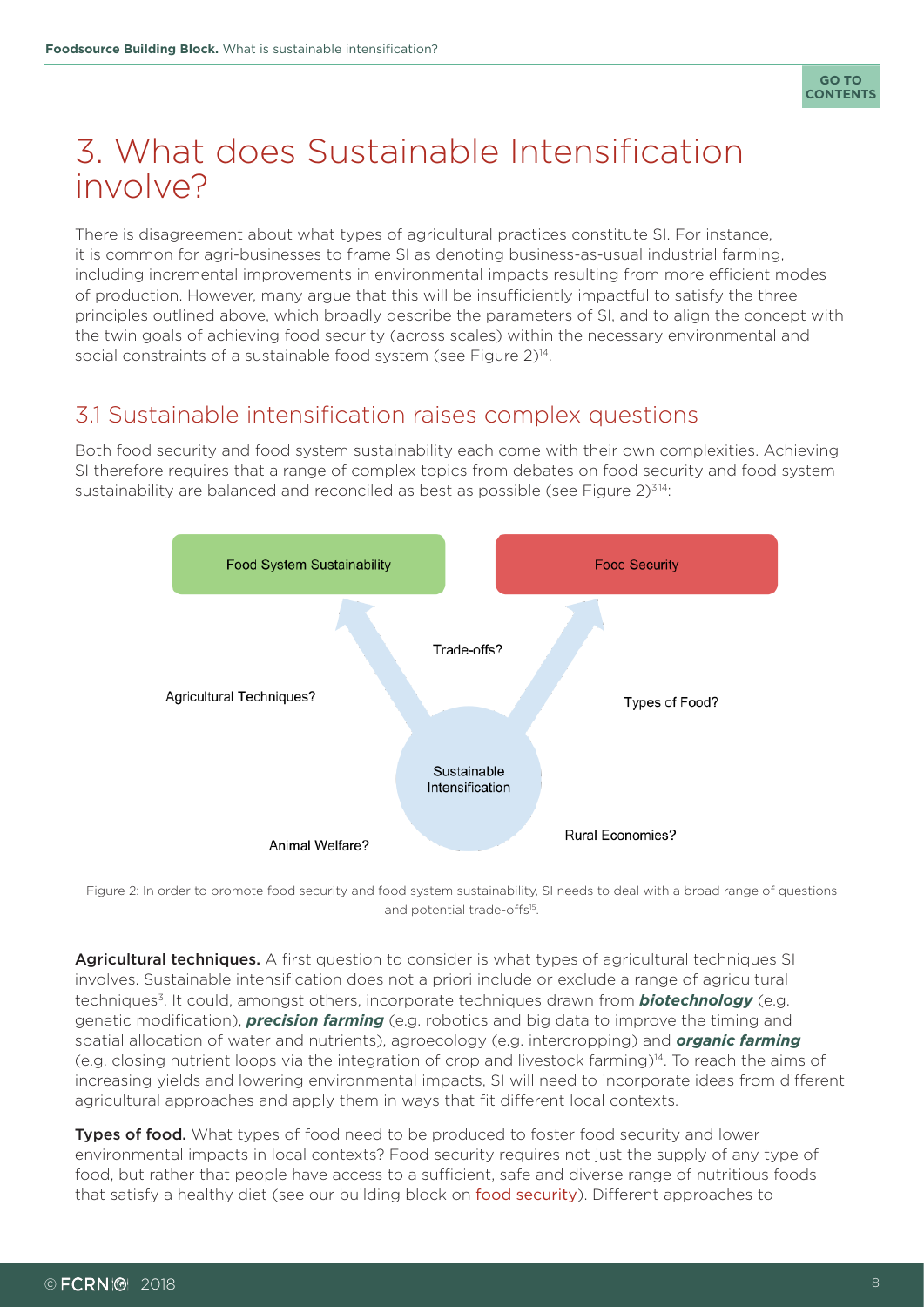# 3. What does Sustainable Intensification involve?

There is disagreement about what types of agricultural practices constitute SI. For instance, it is common for agri-businesses to frame SI as denoting business-as-usual industrial farming, including incremental improvements in environmental impacts resulting from more efficient modes of production. However, many argue that this will be insufficiently impactful to satisfy the three principles outlined above, which broadly describe the parameters of SI, and to align the concept with the twin goals of achieving food security (across scales) within the necessary environmental and social constraints of a sustainable food system (see Figure 2)[14].

## 3.1 Sustainable intensification raises complex questions

Both food security and food system sustainability each come with their own complexities. Achieving SI therefore requires that a range of complex topics from debates on food security and food system sustainability are balanced and reconciled as best as possible (see Figure 2)[3,14]:

Food System Sustainability

Food Security

Trade-offs?

Agricultural Techniques?

Types of Food?

Sustainable Intensification

Rural Economies?

Animal Welfare?

Figure 2: In order to promote food security and food system sustainability, SI needs to deal with a broad range of questions and potential trade-offs[15].

**Agricultural techniques.** A first question to consider is what types of agricultural techniques SI involves. Sustainable intensification does not a priori include or exclude a range of agricultural techniques[3]. It could, amongst others, incorporate techniques drawn from ***biotechnology*** (e.g. genetic modification), ***precision farming*** (e.g. robotics and big data to improve the timing and spatial allocation of water and nutrients), agroecology (e.g. intercropping) and ***organic farming*** (e.g. closing nutrient loops via the integration of crop and livestock farming)[14]. To reach the aims of increasing yields and lowering environmental impacts, SI will need to incorporate ideas from different agricultural approaches and apply them in ways that fit different local contexts.

**Types of food.** What types of food need to be produced to foster food security and lower environmental impacts in local contexts? Food security requires not just the supply of any type of food, but rather that people have access to a sufficient, safe and diverse range of nutritious foods that satisfy a healthy diet (see our building block on food security). Different approaches to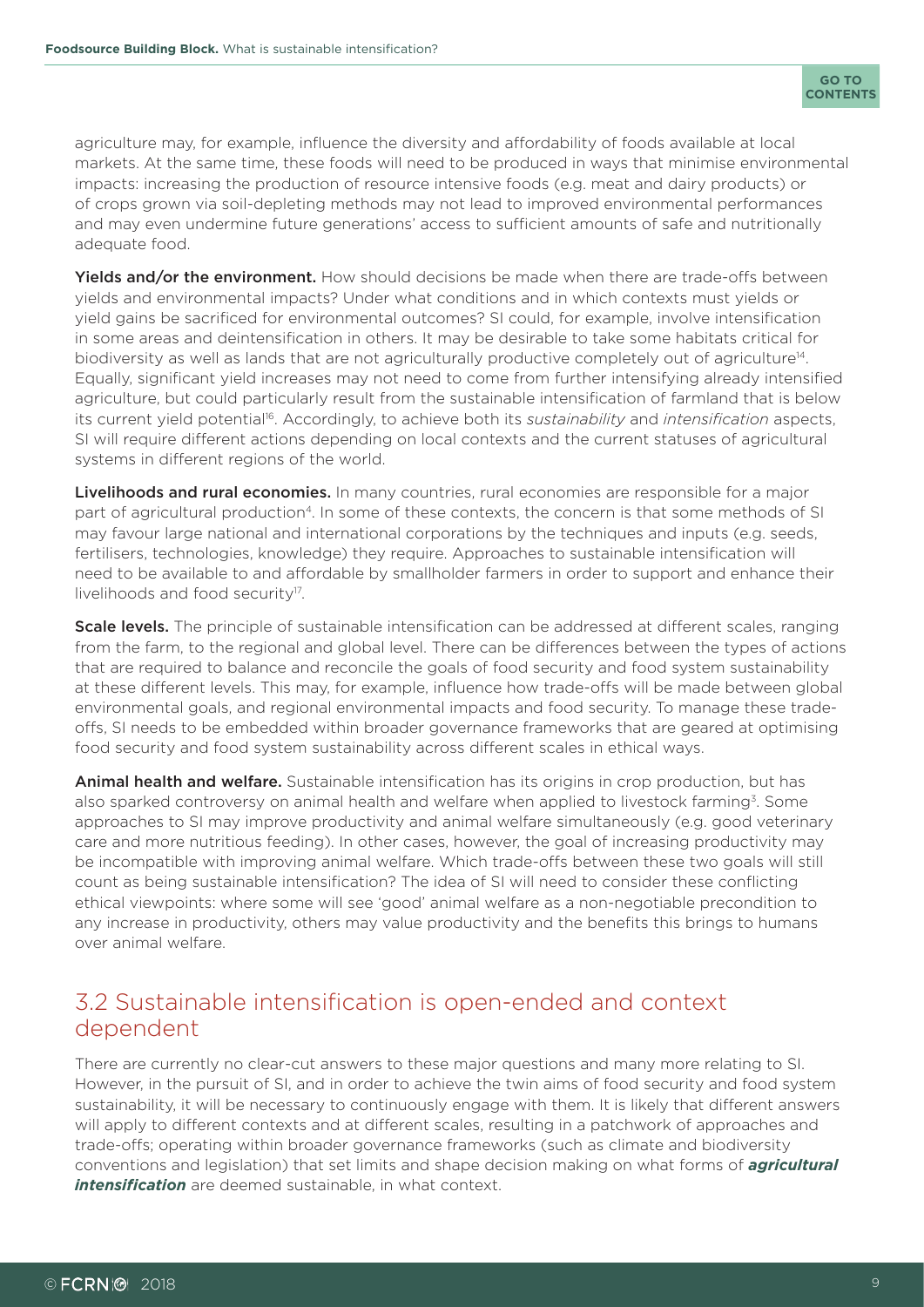agriculture may, for example, influence the diversity and affordability of foods available at local markets. At the same time, these foods will need to be produced in ways that minimise environmental impacts: increasing the production of resource intensive foods (e.g. meat and dairy products) or of crops grown via soil-depleting methods may not lead to improved environmental performances and may even undermine future generations' access to sufficient amounts of safe and nutritionally adequate food.

**Yields and/or the environment.** How should decisions be made when there are trade-offs between yields and environmental impacts? Under what conditions and in which contexts must yields or yield gains be sacrificed for environmental outcomes? SI could, for example, involve intensification in some areas and deintensification in others. It may be desirable to take some habitats critical for biodiversity as well as lands that are not agriculturally productive completely out of agriculture[14]. Equally, significant yield increases may not need to come from further intensifying already intensified agriculture, but could particularly result from the sustainable intensification of farmland that is below its current yield potential[16]. Accordingly, to achieve both its *sustainability* and *intensification* aspects, SI will require different actions depending on local contexts and the current statuses of agricultural systems in different regions of the world.

**Livelihoods and rural economies.** In many countries, rural economies are responsible for a major part of agricultural production[4]. In some of these contexts, the concern is that some methods of SI may favour large national and international corporations by the techniques and inputs (e.g. seeds, fertilisers, technologies, knowledge) they require. Approaches to sustainable intensification will need to be available to and affordable by smallholder farmers in order to support and enhance their livelihoods and food security[17].

**Scale levels.** The principle of sustainable intensification can be addressed at different scales, ranging from the farm, to the regional and global level. There can be differences between the types of actions that are required to balance and reconcile the goals of food security and food system sustainability at these different levels. This may, for example, influence how trade-offs will be made between global environmental goals, and regional environmental impacts and food security. To manage these trade-offs, SI needs to be embedded within broader governance frameworks that are geared at optimising food security and food system sustainability across different scales in ethical ways.

**Animal health and welfare.** Sustainable intensification has its origins in crop production, but has also sparked controversy on animal health and welfare when applied to livestock farming[3]. Some approaches to SI may improve productivity and animal welfare simultaneously (e.g. good veterinary care and more nutritious feeding). In other cases, however, the goal of increasing productivity may be incompatible with improving animal welfare. Which trade-offs between these two goals will still count as being sustainable intensification? The idea of SI will need to consider these conflicting ethical viewpoints: where some will see 'good' animal welfare as a non-negotiable precondition to any increase in productivity, others may value productivity and the benefits this brings to humans over animal welfare.

## 3.2 Sustainable intensification is open-ended and context dependent

There are currently no clear-cut answers to these major questions and many more relating to SI. However, in the pursuit of SI, and in order to achieve the twin aims of food security and food system sustainability, it will be necessary to continuously engage with them. It is likely that different answers will apply to different contexts and at different scales, resulting in a patchwork of approaches and trade-offs; operating within broader governance frameworks (such as climate and biodiversity conventions and legislation) that set limits and shape decision making on what forms of ***agricultural intensification*** are deemed sustainable, in what context.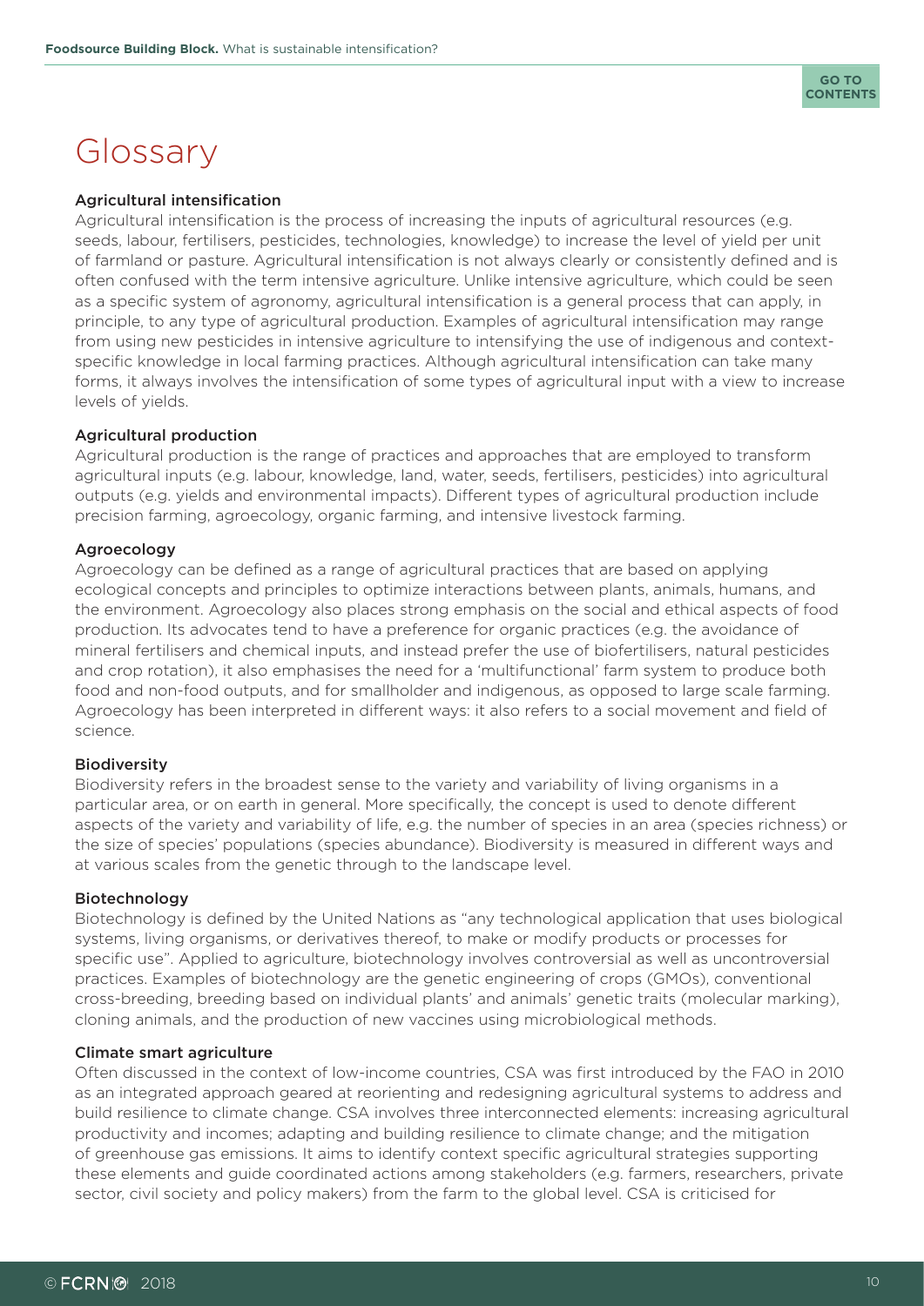# Glossary

**Agricultural intensification**

Agricultural intensification is the process of increasing the inputs of agricultural resources (e.g. seeds, labour, fertilisers, pesticides, technologies, knowledge) to increase the level of yield per unit of farmland or pasture. Agricultural intensification is not always clearly or consistently defined and is often confused with the term intensive agriculture. Unlike intensive agriculture, which could be seen as a specific system of agronomy, agricultural intensification is a general process that can apply, in principle, to any type of agricultural production. Examples of agricultural intensification may range from using new pesticides in intensive agriculture to intensifying the use of indigenous and context-specific knowledge in local farming practices. Although agricultural intensification can take many forms, it always involves the intensification of some types of agricultural input with a view to increase levels of yields.

**Agricultural production**

Agricultural production is the range of practices and approaches that are employed to transform agricultural inputs (e.g. labour, knowledge, land, water, seeds, fertilisers, pesticides) into agricultural outputs (e.g. yields and environmental impacts). Different types of agricultural production include precision farming, agroecology, organic farming, and intensive livestock farming.

**Agroecology**

Agroecology can be defined as a range of agricultural practices that are based on applying ecological concepts and principles to optimize interactions between plants, animals, humans, and the environment. Agroecology also places strong emphasis on the social and ethical aspects of food production. Its advocates tend to have a preference for organic practices (e.g. the avoidance of mineral fertilisers and chemical inputs, and instead prefer the use of biofertilisers, natural pesticides and crop rotation), it also emphasises the need for a 'multifunctional' farm system to produce both food and non-food outputs, and for smallholder and indigenous, as opposed to large scale farming. Agroecology has been interpreted in different ways: it also refers to a social movement and field of science.

**Biodiversity**

Biodiversity refers in the broadest sense to the variety and variability of living organisms in a particular area, or on earth in general. More specifically, the concept is used to denote different aspects of the variety and variability of life, e.g. the number of species in an area (species richness) or the size of species' populations (species abundance). Biodiversity is measured in different ways and at various scales from the genetic through to the landscape level.

**Biotechnology**

Biotechnology is defined by the United Nations as "any technological application that uses biological systems, living organisms, or derivatives thereof, to make or modify products or processes for specific use". Applied to agriculture, biotechnology involves controversial as well as uncontroversial practices. Examples of biotechnology are the genetic engineering of crops (GMOs), conventional cross-breeding, breeding based on individual plants' and animals' genetic traits (molecular marking), cloning animals, and the production of new vaccines using microbiological methods.

**Climate smart agriculture**

Often discussed in the context of low-income countries, CSA was first introduced by the FAO in 2010 as an integrated approach geared at reorienting and redesigning agricultural systems to address and build resilience to climate change. CSA involves three interconnected elements: increasing agricultural productivity and incomes; adapting and building resilience to climate change; and the mitigation of greenhouse gas emissions. It aims to identify context specific agricultural strategies supporting these elements and guide coordinated actions among stakeholders (e.g. farmers, researchers, private sector, civil society and policy makers) from the farm to the global level. CSA is criticised for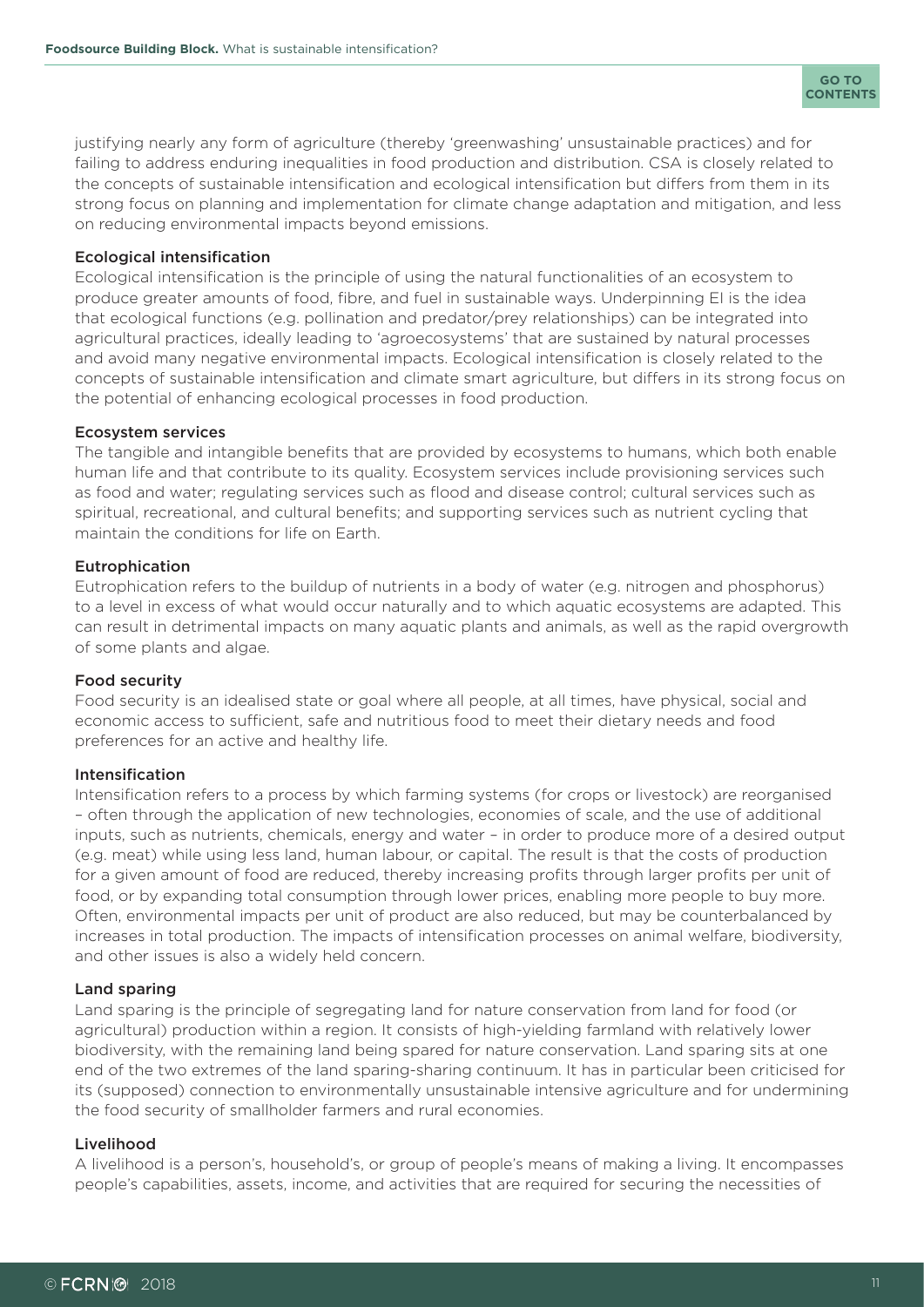justifying nearly any form of agriculture (thereby 'greenwashing' unsustainable practices) and for failing to address enduring inequalities in food production and distribution. CSA is closely related to the concepts of sustainable intensification and ecological intensification but differs from them in its strong focus on planning and implementation for climate change adaptation and mitigation, and less on reducing environmental impacts beyond emissions.

### Ecological intensification

Ecological intensification is the principle of using the natural functionalities of an ecosystem to produce greater amounts of food, fibre, and fuel in sustainable ways. Underpinning EI is the idea that ecological functions (e.g. pollination and predator/prey relationships) can be integrated into agricultural practices, ideally leading to 'agroecosystems' that are sustained by natural processes and avoid many negative environmental impacts. Ecological intensification is closely related to the concepts of sustainable intensification and climate smart agriculture, but differs in its strong focus on the potential of enhancing ecological processes in food production.

### Ecosystem services

The tangible and intangible benefits that are provided by ecosystems to humans, which both enable human life and that contribute to its quality. Ecosystem services include provisioning services such as food and water; regulating services such as flood and disease control; cultural services such as spiritual, recreational, and cultural benefits; and supporting services such as nutrient cycling that maintain the conditions for life on Earth.

### Eutrophication

Eutrophication refers to the buildup of nutrients in a body of water (e.g. nitrogen and phosphorus) to a level in excess of what would occur naturally and to which aquatic ecosystems are adapted. This can result in detrimental impacts on many aquatic plants and animals, as well as the rapid overgrowth of some plants and algae.

### Food security

Food security is an idealised state or goal where all people, at all times, have physical, social and economic access to sufficient, safe and nutritious food to meet their dietary needs and food preferences for an active and healthy life.

### Intensification

Intensification refers to a process by which farming systems (for crops or livestock) are reorganised – often through the application of new technologies, economies of scale, and the use of additional inputs, such as nutrients, chemicals, energy and water – in order to produce more of a desired output (e.g. meat) while using less land, human labour, or capital. The result is that the costs of production for a given amount of food are reduced, thereby increasing profits through larger profits per unit of food, or by expanding total consumption through lower prices, enabling more people to buy more. Often, environmental impacts per unit of product are also reduced, but may be counterbalanced by increases in total production. The impacts of intensification processes on animal welfare, biodiversity, and other issues is also a widely held concern.

### Land sparing

Land sparing is the principle of segregating land for nature conservation from land for food (or agricultural) production within a region. It consists of high-yielding farmland with relatively lower biodiversity, with the remaining land being spared for nature conservation. Land sparing sits at one end of the two extremes of the land sparing-sharing continuum. It has in particular been criticised for its (supposed) connection to environmentally unsustainable intensive agriculture and for undermining the food security of smallholder farmers and rural economies.

### Livelihood

A livelihood is a person's, household's, or group of people's means of making a living. It encompasses people's capabilities, assets, income, and activities that are required for securing the necessities of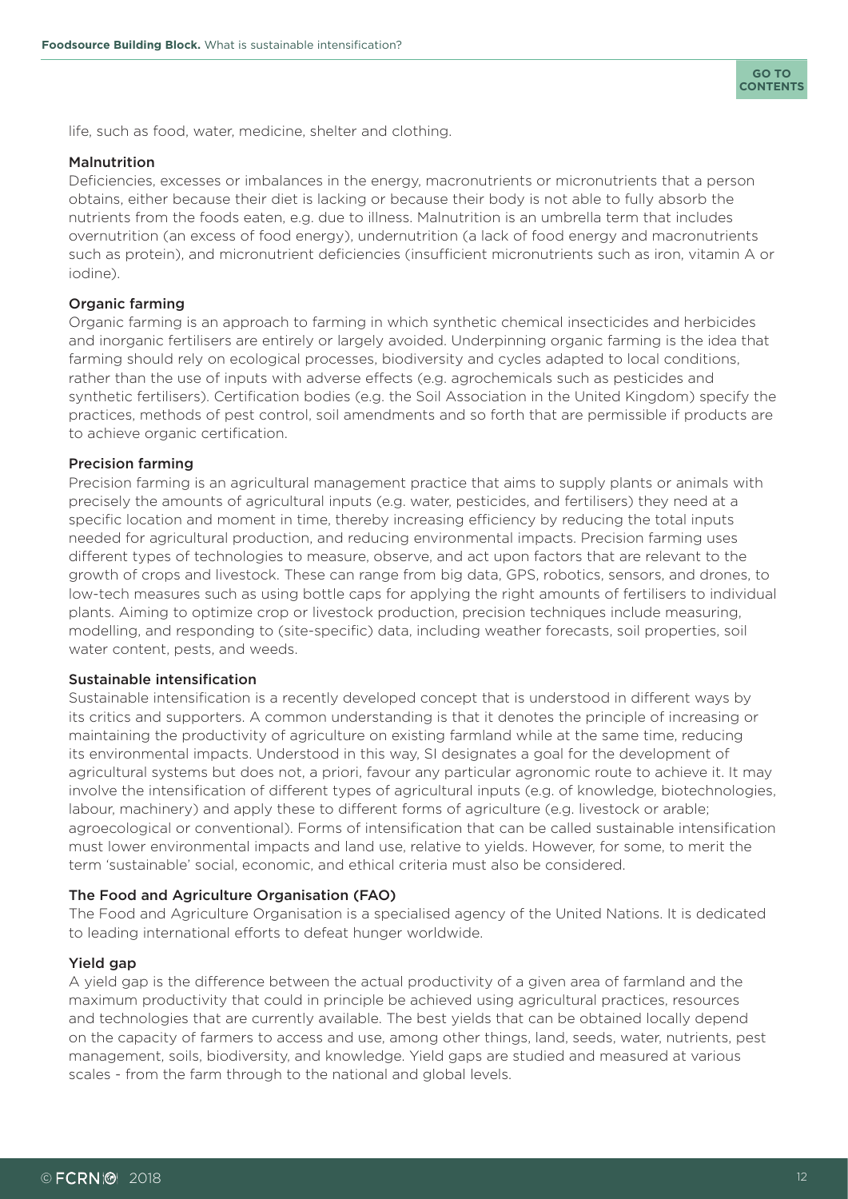life, such as food, water, medicine, shelter and clothing.

### Malnutrition

Deficiencies, excesses or imbalances in the energy, macronutrients or micronutrients that a person obtains, either because their diet is lacking or because their body is not able to fully absorb the nutrients from the foods eaten, e.g. due to illness. Malnutrition is an umbrella term that includes overnutrition (an excess of food energy), undernutrition (a lack of food energy and macronutrients such as protein), and micronutrient deficiencies (insufficient micronutrients such as iron, vitamin A or iodine).

### Organic farming

Organic farming is an approach to farming in which synthetic chemical insecticides and herbicides and inorganic fertilisers are entirely or largely avoided. Underpinning organic farming is the idea that farming should rely on ecological processes, biodiversity and cycles adapted to local conditions, rather than the use of inputs with adverse effects (e.g. agrochemicals such as pesticides and synthetic fertilisers). Certification bodies (e.g. the Soil Association in the United Kingdom) specify the practices, methods of pest control, soil amendments and so forth that are permissible if products are to achieve organic certification.

### Precision farming

Precision farming is an agricultural management practice that aims to supply plants or animals with precisely the amounts of agricultural inputs (e.g. water, pesticides, and fertilisers) they need at a specific location and moment in time, thereby increasing efficiency by reducing the total inputs needed for agricultural production, and reducing environmental impacts. Precision farming uses different types of technologies to measure, observe, and act upon factors that are relevant to the growth of crops and livestock. These can range from big data, GPS, robotics, sensors, and drones, to low-tech measures such as using bottle caps for applying the right amounts of fertilisers to individual plants. Aiming to optimize crop or livestock production, precision techniques include measuring, modelling, and responding to (site-specific) data, including weather forecasts, soil properties, soil water content, pests, and weeds.

### Sustainable intensification

Sustainable intensification is a recently developed concept that is understood in different ways by its critics and supporters. A common understanding is that it denotes the principle of increasing or maintaining the productivity of agriculture on existing farmland while at the same time, reducing its environmental impacts. Understood in this way, SI designates a goal for the development of agricultural systems but does not, a priori, favour any particular agronomic route to achieve it. It may involve the intensification of different types of agricultural inputs (e.g. of knowledge, biotechnologies, labour, machinery) and apply these to different forms of agriculture (e.g. livestock or arable; agroecological or conventional). Forms of intensification that can be called sustainable intensification must lower environmental impacts and land use, relative to yields. However, for some, to merit the term 'sustainable' social, economic, and ethical criteria must also be considered.

### The Food and Agriculture Organisation (FAO)

The Food and Agriculture Organisation is a specialised agency of the United Nations. It is dedicated to leading international efforts to defeat hunger worldwide.

### Yield gap

A yield gap is the difference between the actual productivity of a given area of farmland and the maximum productivity that could in principle be achieved using agricultural practices, resources and technologies that are currently available. The best yields that can be obtained locally depend on the capacity of farmers to access and use, among other things, land, seeds, water, nutrients, pest management, soils, biodiversity, and knowledge. Yield gaps are studied and measured at various scales - from the farm through to the national and global levels.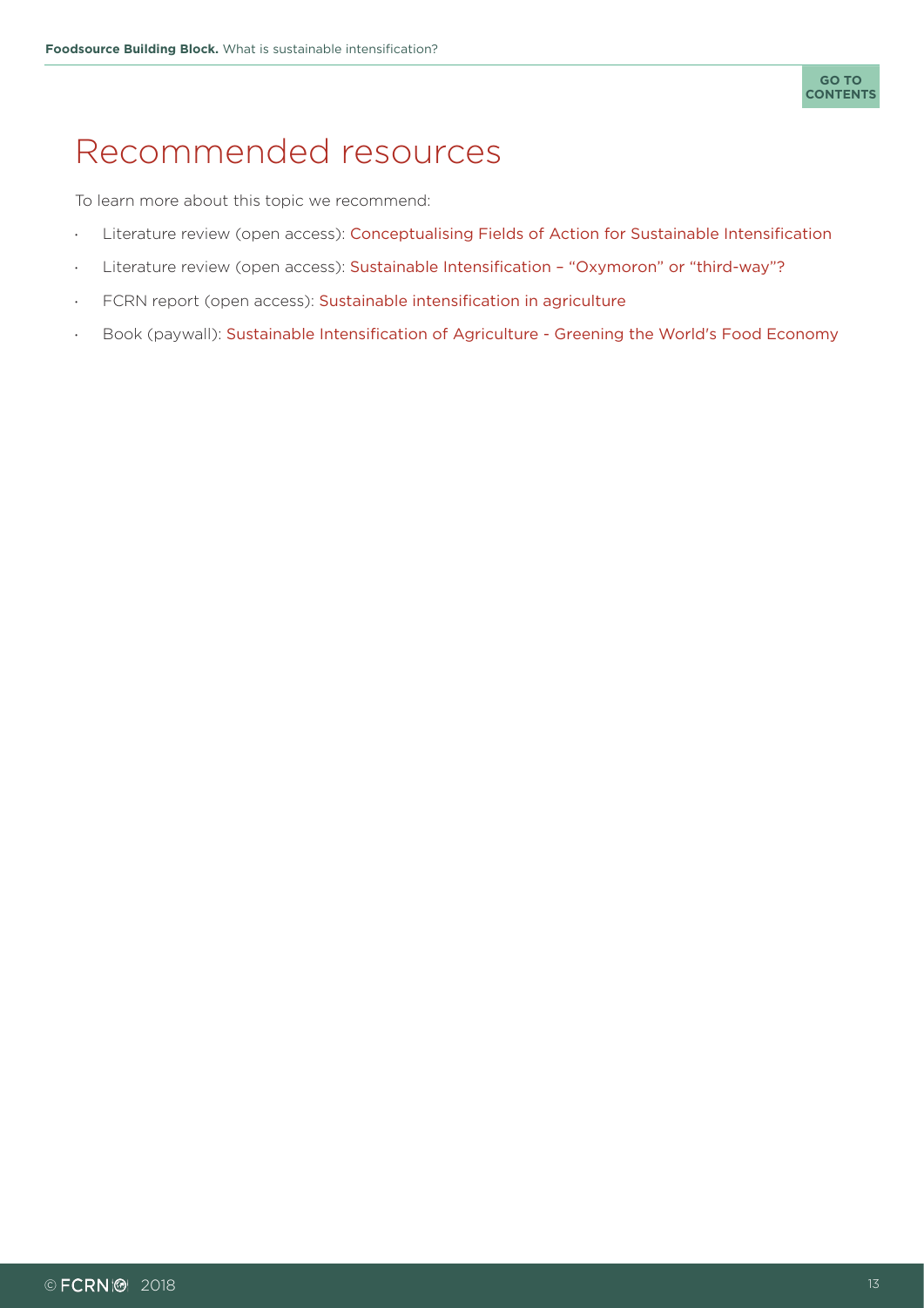# Recommended resources

To learn more about this topic we recommend:

- Literature review (open access): Conceptualising Fields of Action for Sustainable Intensification
- Literature review (open access): Sustainable Intensification – "Oxymoron" or "third-way"?
- FCRN report (open access): Sustainable intensification in agriculture
- Book (paywall): Sustainable Intensification of Agriculture - Greening the World's Food Economy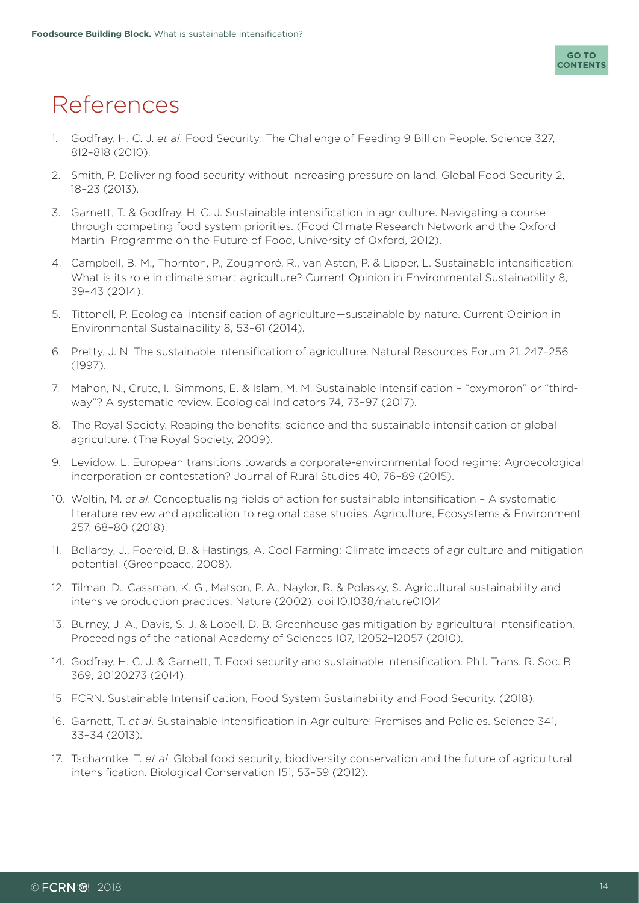# References

1. Godfray, H. C. J. *et al*. Food Security: The Challenge of Feeding 9 Billion People. Science 327, 812–818 (2010).
2. Smith, P. Delivering food security without increasing pressure on land. Global Food Security 2, 18–23 (2013).
3. Garnett, T. & Godfray, H. C. J. Sustainable intensification in agriculture. Navigating a course through competing food system priorities. (Food Climate Research Network and the Oxford Martin Programme on the Future of Food, University of Oxford, 2012).
4. Campbell, B. M., Thornton, P., Zougmoré, R., van Asten, P. & Lipper, L. Sustainable intensification: What is its role in climate smart agriculture? Current Opinion in Environmental Sustainability 8, 39–43 (2014).
5. Tittonell, P. Ecological intensification of agriculture—sustainable by nature. Current Opinion in Environmental Sustainability 8, 53–61 (2014).
6. Pretty, J. N. The sustainable intensification of agriculture. Natural Resources Forum 21, 247–256 (1997).
7. Mahon, N., Crute, I., Simmons, E. & Islam, M. M. Sustainable intensification – "oxymoron" or "third-way"? A systematic review. Ecological Indicators 74, 73–97 (2017).
8. The Royal Society. Reaping the benefits: science and the sustainable intensification of global agriculture. (The Royal Society, 2009).
9. Levidow, L. European transitions towards a corporate-environmental food regime: Agroecological incorporation or contestation? Journal of Rural Studies 40, 76–89 (2015).
10. Weltin, M. *et al*. Conceptualising fields of action for sustainable intensification – A systematic literature review and application to regional case studies. Agriculture, Ecosystems & Environment 257, 68–80 (2018).
11. Bellarby, J., Foereid, B. & Hastings, A. Cool Farming: Climate impacts of agriculture and mitigation potential. (Greenpeace, 2008).
12. Tilman, D., Cassman, K. G., Matson, P. A., Naylor, R. & Polasky, S. Agricultural sustainability and intensive production practices. Nature (2002). doi:10.1038/nature01014
13. Burney, J. A., Davis, S. J. & Lobell, D. B. Greenhouse gas mitigation by agricultural intensification. Proceedings of the national Academy of Sciences 107, 12052–12057 (2010).
14. Godfray, H. C. J. & Garnett, T. Food security and sustainable intensification. Phil. Trans. R. Soc. B 369, 20120273 (2014).
15. FCRN. Sustainable Intensification, Food System Sustainability and Food Security. (2018).
16. Garnett, T. *et al*. Sustainable Intensification in Agriculture: Premises and Policies. Science 341, 33–34 (2013).
17. Tscharntke, T. *et al*. Global food security, biodiversity conservation and the future of agricultural intensification. Biological Conservation 151, 53–59 (2012).